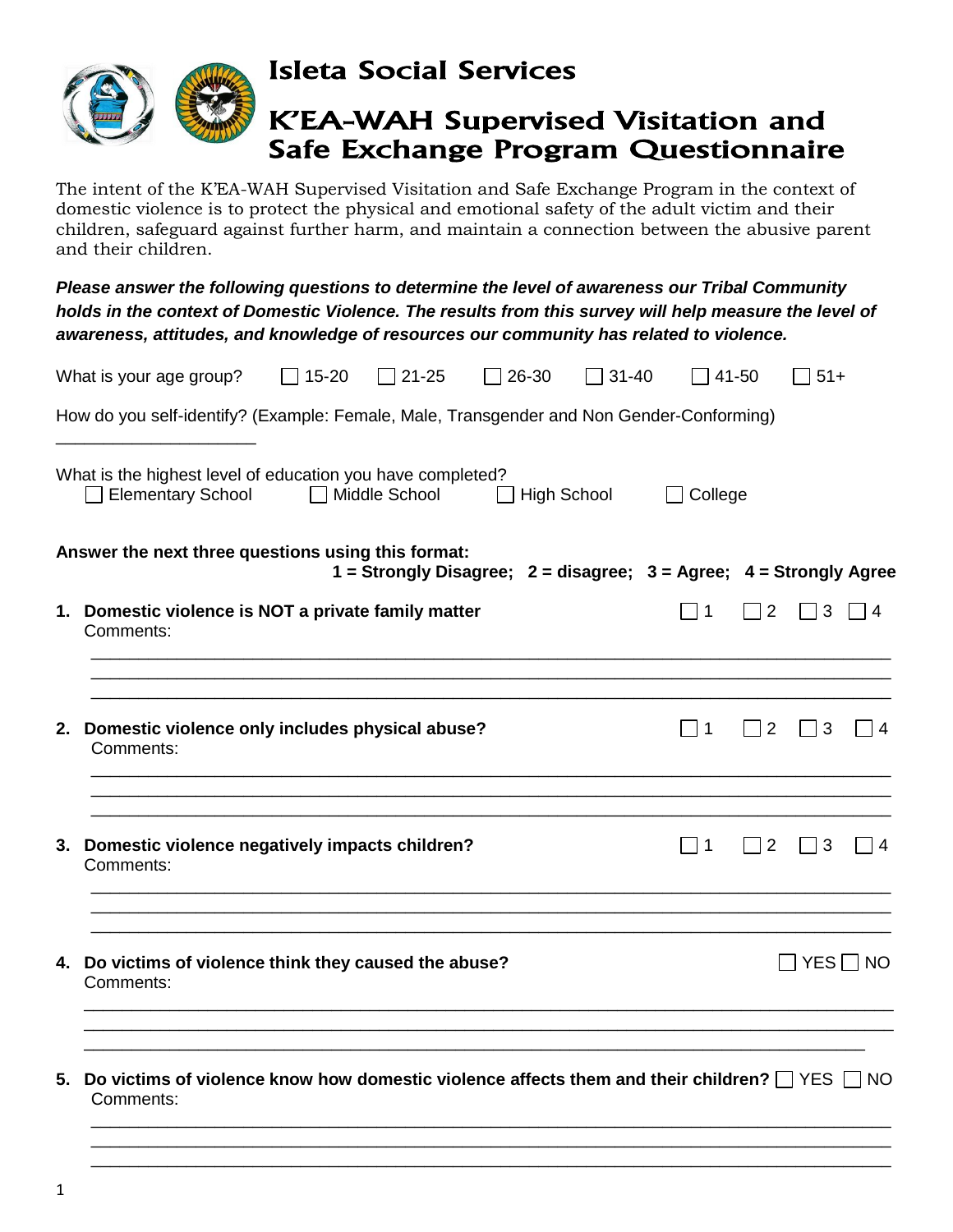# Isleta Social Services

# K'EA-WAH Supervised Visitation and Safe Exchange Program Questionnaire

The intent of the K'EA-WAH Supervised Visitation and Safe Exchange Program in the context of domestic violence is to protect the physical and emotional safety of the adult victim and their children, safeguard against further harm, and maintain a connection between the abusive parent and their children.

***Please answer the following questions to determine the level of awareness our Tribal Community holds in the context of Domestic Violence. The results from this survey will help measure the level of awareness, attitudes, and knowledge of resources our community has related to violence.***

What is your age group? ☐ 15-20 ☐ 21-25 ☐ 26-30 ☐ 31-40 ☐ 41-50 ☐ 51+

How do you self-identify? (Example: Female, Male, Transgender and Non Gender-Conforming)

_____________________

What is the highest level of education you have completed?
☐ Elementary School ☐ Middle School ☐ High School ☐ College

**Answer the next three questions using this format:**
**1 = Strongly Disagree; 2 = disagree; 3 = Agree; 4 = Strongly Agree**

1. **Domestic violence is NOT a private family matter** ☐ 1 ☐ 2 ☐ 3 ☐ 4
   Comments:
   ______________________________________________________________________________
   ______________________________________________________________________________
   ______________________________________________________________________________

2. **Domestic violence only includes physical abuse?** ☐ 1 ☐ 2 ☐ 3 ☐ 4
   Comments:
   ______________________________________________________________________________
   ______________________________________________________________________________
   ______________________________________________________________________________

3. **Domestic violence negatively impacts children?** ☐ 1 ☐ 2 ☐ 3 ☐ 4
   Comments:
   ______________________________________________________________________________
   ______________________________________________________________________________
   ______________________________________________________________________________

4. **Do victims of violence think they caused the abuse?** ☐ YES ☐ NO
   Comments:
   ______________________________________________________________________________
   ______________________________________________________________________________
   ______________________________________________________________________________

5. **Do victims of violence know how domestic violence affects them and their children?** ☐ YES ☐ NO
   Comments:
   ______________________________________________________________________________
   ______________________________________________________________________________
   ______________________________________________________________________________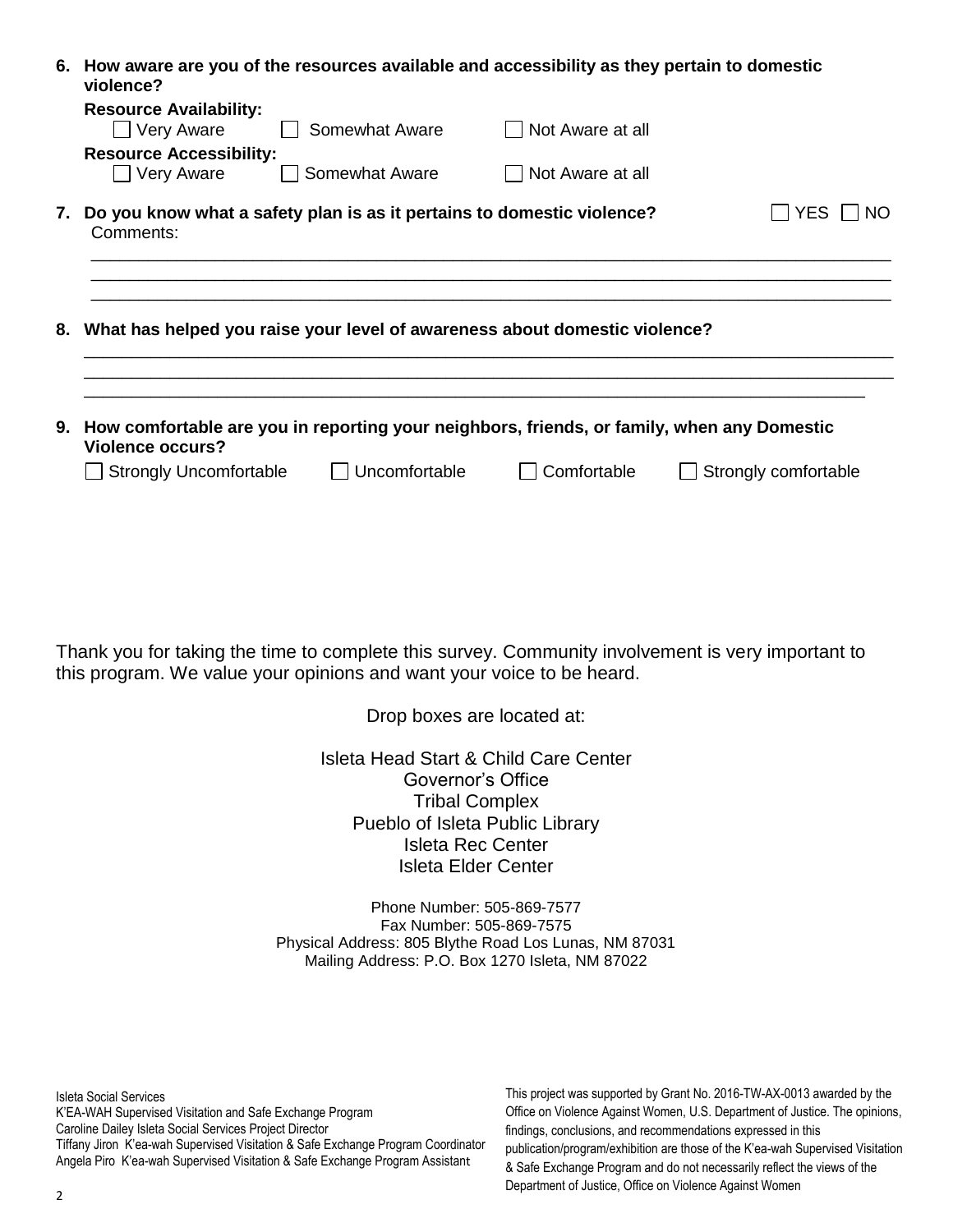**6. How aware are you of the resources available and accessibility as they pertain to domestic violence?**

**Resource Availability:**

☐ Very Aware ☐ Somewhat Aware ☐ Not Aware at all

**Resource Accessibility:**

☐ Very Aware ☐ Somewhat Aware ☐ Not Aware at all

**7. Do you know what a safety plan is as it pertains to domestic violence?** ☐ YES ☐ NO

Comments:

______________________________________________________________________________________

______________________________________________________________________________________

______________________________________________________________________________________

**8. What has helped you raise your level of awareness about domestic violence?**

______________________________________________________________________________________

______________________________________________________________________________________

______________________________________________________________________________________

**9. How comfortable are you in reporting your neighbors, friends, or family, when any Domestic Violence occurs?**

☐ Strongly Uncomfortable ☐ Uncomfortable ☐ Comfortable ☐ Strongly comfortable

Thank you for taking the time to complete this survey. Community involvement is very important to this program. We value your opinions and want your voice to be heard.

Drop boxes are located at:

Isleta Head Start & Child Care Center
Governor's Office
Tribal Complex
Pueblo of Isleta Public Library
Isleta Rec Center
Isleta Elder Center

Phone Number: 505-869-7577
Fax Number: 505-869-7575
Physical Address: 805 Blythe Road Los Lunas, NM 87031
Mailing Address: P.O. Box 1270 Isleta, NM 87022

Isleta Social Services
K'EA-WAH Supervised Visitation and Safe Exchange Program
Caroline Dailey Isleta Social Services Project Director
Tiffany Jiron K'ea-wah Supervised Visitation & Safe Exchange Program Coordinator
Angela Piro K'ea-wah Supervised Visitation & Safe Exchange Program Assistant

This project was supported by Grant No. 2016-TW-AX-0013 awarded by the Office on Violence Against Women, U.S. Department of Justice. The opinions, findings, conclusions, and recommendations expressed in this publication/program/exhibition are those of the K'ea-wah Supervised Visitation & Safe Exchange Program and do not necessarily reflect the views of the Department of Justice, Office on Violence Against Women